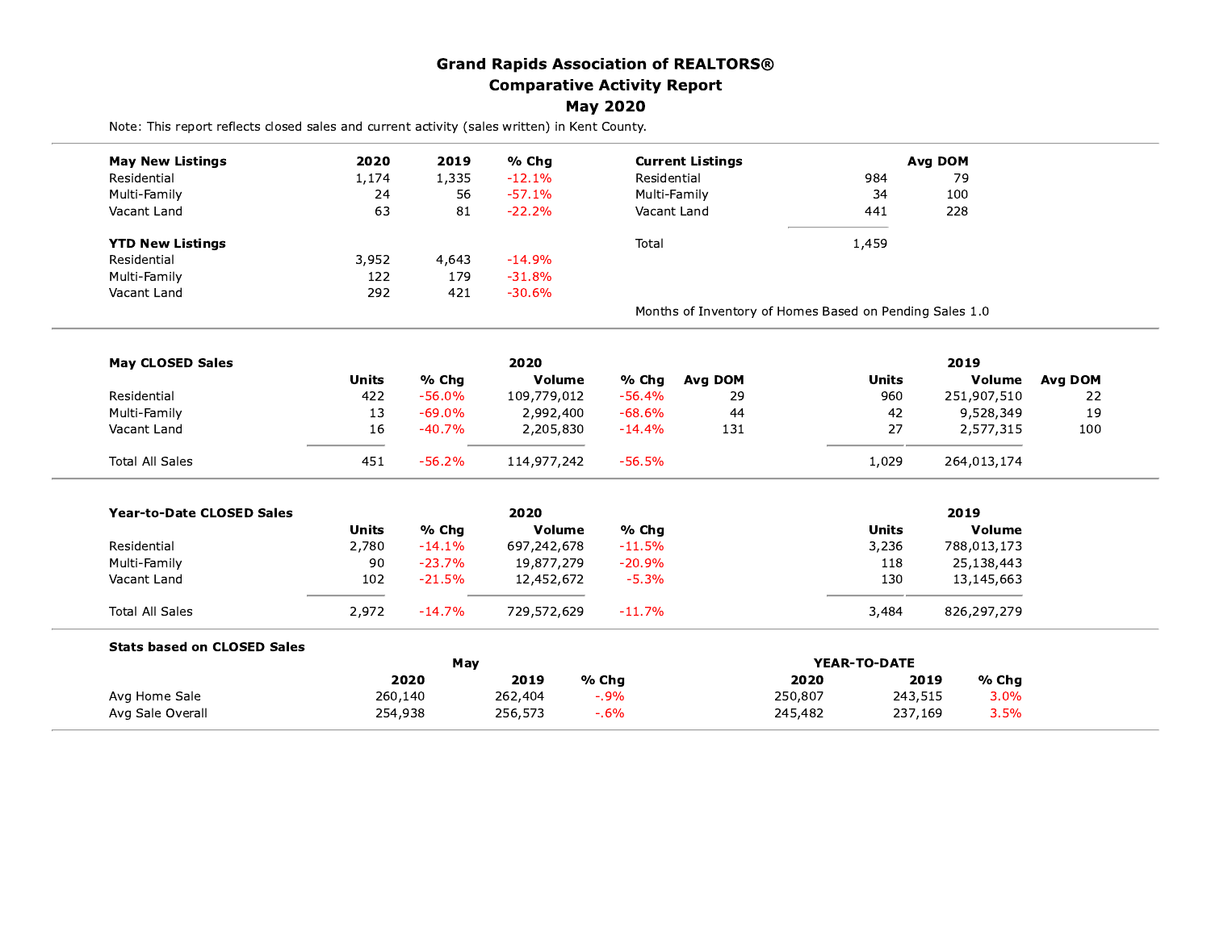# Grand Rapids Association of REALTORS®
## Comparative Activity Report
## May 2020

Note: This report reflects closed sales and current activity (sales written) in Kent County.

| May New Listings | 2020 | 2019 | % Chg |
|---|---|---|---|
| Residential | 1,174 | 1,335 | -12.1% |
| Multi-Family | 24 | 56 | -57.1% |
| Vacant Land | 63 | 81 | -22.2% |

| YTD New Listings | 2020 | 2019 | % Chg |
|---|---|---|---|
| Residential | 3,952 | 4,643 | -14.9% |
| Multi-Family | 122 | 179 | -31.8% |
| Vacant Land | 292 | 421 | -30.6% |

| Current Listings | | Avg DOM |
|---|---|---|
| Residential | 984 | 79 |
| Multi-Family | 34 | 100 |
| Vacant Land | 441 | 228 |
| Total | 1,459 | |

Months of Inventory of Homes Based on Pending Sales 1.0

| May CLOSED Sales | 2020 Units | % Chg | 2020 Volume | % Chg | Avg DOM | 2019 Units | 2019 Volume | Avg DOM |
|---|---|---|---|---|---|---|---|---|
| Residential | 422 | -56.0% | 109,779,012 | -56.4% | 29 | 960 | 251,907,510 | 22 |
| Multi-Family | 13 | -69.0% | 2,992,400 | -68.6% | 44 | 42 | 9,528,349 | 19 |
| Vacant Land | 16 | -40.7% | 2,205,830 | -14.4% | 131 | 27 | 2,577,315 | 100 |
| Total All Sales | 451 | -56.2% | 114,977,242 | -56.5% | | 1,029 | 264,013,174 | |

| Year-to-Date CLOSED Sales | 2020 Units | % Chg | 2020 Volume | % Chg | 2019 Units | 2019 Volume |
|---|---|---|---|---|---|---|
| Residential | 2,780 | -14.1% | 697,242,678 | -11.5% | 3,236 | 788,013,173 |
| Multi-Family | 90 | -23.7% | 19,877,279 | -20.9% | 118 | 25,138,443 |
| Vacant Land | 102 | -21.5% | 12,452,672 | -5.3% | 130 | 13,145,663 |
| Total All Sales | 2,972 | -14.7% | 729,572,629 | -11.7% | 3,484 | 826,297,279 |

| Stats based on CLOSED Sales | May 2020 | May 2019 | % Chg | YEAR-TO-DATE 2020 | YEAR-TO-DATE 2019 | % Chg |
|---|---|---|---|---|---|---|
| Avg Home Sale | 260,140 | 262,404 | -.9% | 250,807 | 243,515 | 3.0% |
| Avg Sale Overall | 254,938 | 256,573 | -.6% | 245,482 | 237,169 | 3.5% |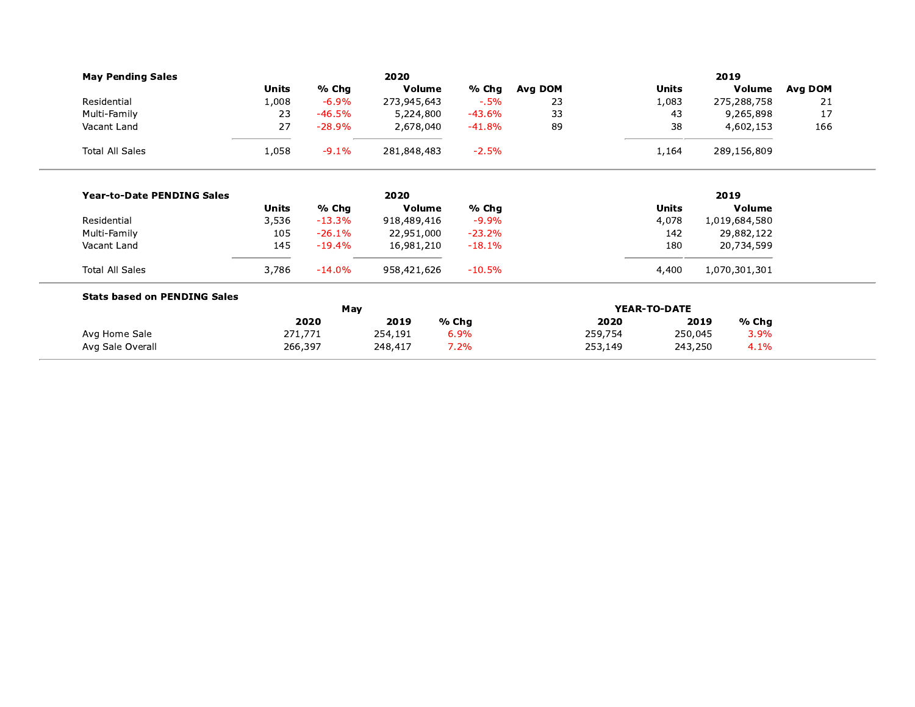### May Pending Sales

| | 2020 Units | 2020 % Chg | 2020 Volume | 2020 % Chg | 2020 Avg DOM | 2019 Units | 2019 Volume | 2019 Avg DOM |
|---|---|---|---|---|---|---|---|---|
| Residential | 1,008 | -6.9% | 273,945,643 | -.5% | 23 | 1,083 | 275,288,758 | 21 |
| Multi-Family | 23 | -46.5% | 5,224,800 | -43.6% | 33 | 43 | 9,265,898 | 17 |
| Vacant Land | 27 | -28.9% | 2,678,040 | -41.8% | 89 | 38 | 4,602,153 | 166 |
| Total All Sales | 1,058 | -9.1% | 281,848,483 | -2.5% | | 1,164 | 289,156,809 | |

### Year-to-Date PENDING Sales

| | 2020 Units | 2020 % Chg | 2020 Volume | 2020 % Chg | 2019 Units | 2019 Volume |
|---|---|---|---|---|---|---|
| Residential | 3,536 | -13.3% | 918,489,416 | -9.9% | 4,078 | 1,019,684,580 |
| Multi-Family | 105 | -26.1% | 22,951,000 | -23.2% | 142 | 29,882,122 |
| Vacant Land | 145 | -19.4% | 16,981,210 | -18.1% | 180 | 20,734,599 |
| Total All Sales | 3,786 | -14.0% | 958,421,626 | -10.5% | 4,400 | 1,070,301,301 |

### Stats based on PENDING Sales

| | May 2020 | May 2019 | May % Chg | Year-to-Date 2020 | Year-to-Date 2019 | Year-to-Date % Chg |
|---|---|---|---|---|---|---|
| Avg Home Sale | 271,771 | 254,191 | 6.9% | 259,754 | 250,045 | 3.9% |
| Avg Sale Overall | 266,397 | 248,417 | 7.2% | 253,149 | 243,250 | 4.1% |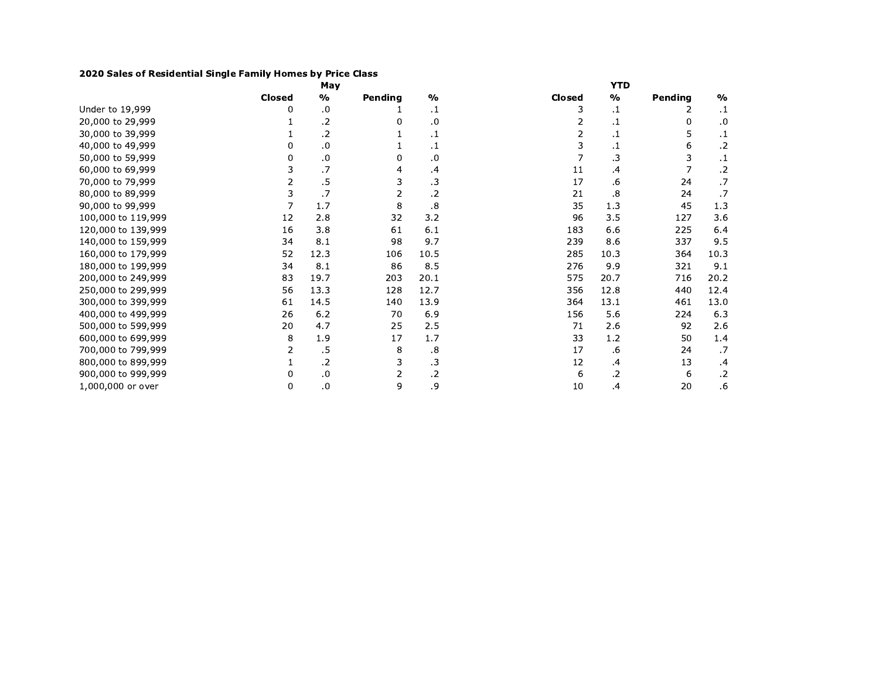**2020 Sales of Residential Single Family Homes by Price Class**

| | May | | | | YTD | | | |
|---|---|---|---|---|---|---|---|---|
| | **Closed** | **%** | **Pending** | **%** | **Closed** | **%** | **Pending** | **%** |
| Under to 19,999 | 0 | .0 | 1 | .1 | 3 | .1 | 2 | .1 |
| 20,000 to 29,999 | 1 | .2 | 0 | .0 | 2 | .1 | 0 | .0 |
| 30,000 to 39,999 | 1 | .2 | 1 | .1 | 2 | .1 | 5 | .1 |
| 40,000 to 49,999 | 0 | .0 | 1 | .1 | 3 | .1 | 6 | .2 |
| 50,000 to 59,999 | 0 | .0 | 0 | .0 | 7 | .3 | 3 | .1 |
| 60,000 to 69,999 | 3 | .7 | 4 | .4 | 11 | .4 | 7 | .2 |
| 70,000 to 79,999 | 2 | .5 | 3 | .3 | 17 | .6 | 24 | .7 |
| 80,000 to 89,999 | 3 | .7 | 2 | .2 | 21 | .8 | 24 | .7 |
| 90,000 to 99,999 | 7 | 1.7 | 8 | .8 | 35 | 1.3 | 45 | 1.3 |
| 100,000 to 119,999 | 12 | 2.8 | 32 | 3.2 | 96 | 3.5 | 127 | 3.6 |
| 120,000 to 139,999 | 16 | 3.8 | 61 | 6.1 | 183 | 6.6 | 225 | 6.4 |
| 140,000 to 159,999 | 34 | 8.1 | 98 | 9.7 | 239 | 8.6 | 337 | 9.5 |
| 160,000 to 179,999 | 52 | 12.3 | 106 | 10.5 | 285 | 10.3 | 364 | 10.3 |
| 180,000 to 199,999 | 34 | 8.1 | 86 | 8.5 | 276 | 9.9 | 321 | 9.1 |
| 200,000 to 249,999 | 83 | 19.7 | 203 | 20.1 | 575 | 20.7 | 716 | 20.2 |
| 250,000 to 299,999 | 56 | 13.3 | 128 | 12.7 | 356 | 12.8 | 440 | 12.4 |
| 300,000 to 399,999 | 61 | 14.5 | 140 | 13.9 | 364 | 13.1 | 461 | 13.0 |
| 400,000 to 499,999 | 26 | 6.2 | 70 | 6.9 | 156 | 5.6 | 224 | 6.3 |
| 500,000 to 599,999 | 20 | 4.7 | 25 | 2.5 | 71 | 2.6 | 92 | 2.6 |
| 600,000 to 699,999 | 8 | 1.9 | 17 | 1.7 | 33 | 1.2 | 50 | 1.4 |
| 700,000 to 799,999 | 2 | .5 | 8 | .8 | 17 | .6 | 24 | .7 |
| 800,000 to 899,999 | 1 | .2 | 3 | .3 | 12 | .4 | 13 | .4 |
| 900,000 to 999,999 | 0 | .0 | 2 | .2 | 6 | .2 | 6 | .2 |
| 1,000,000 or over | 0 | .0 | 9 | .9 | 10 | .4 | 20 | .6 |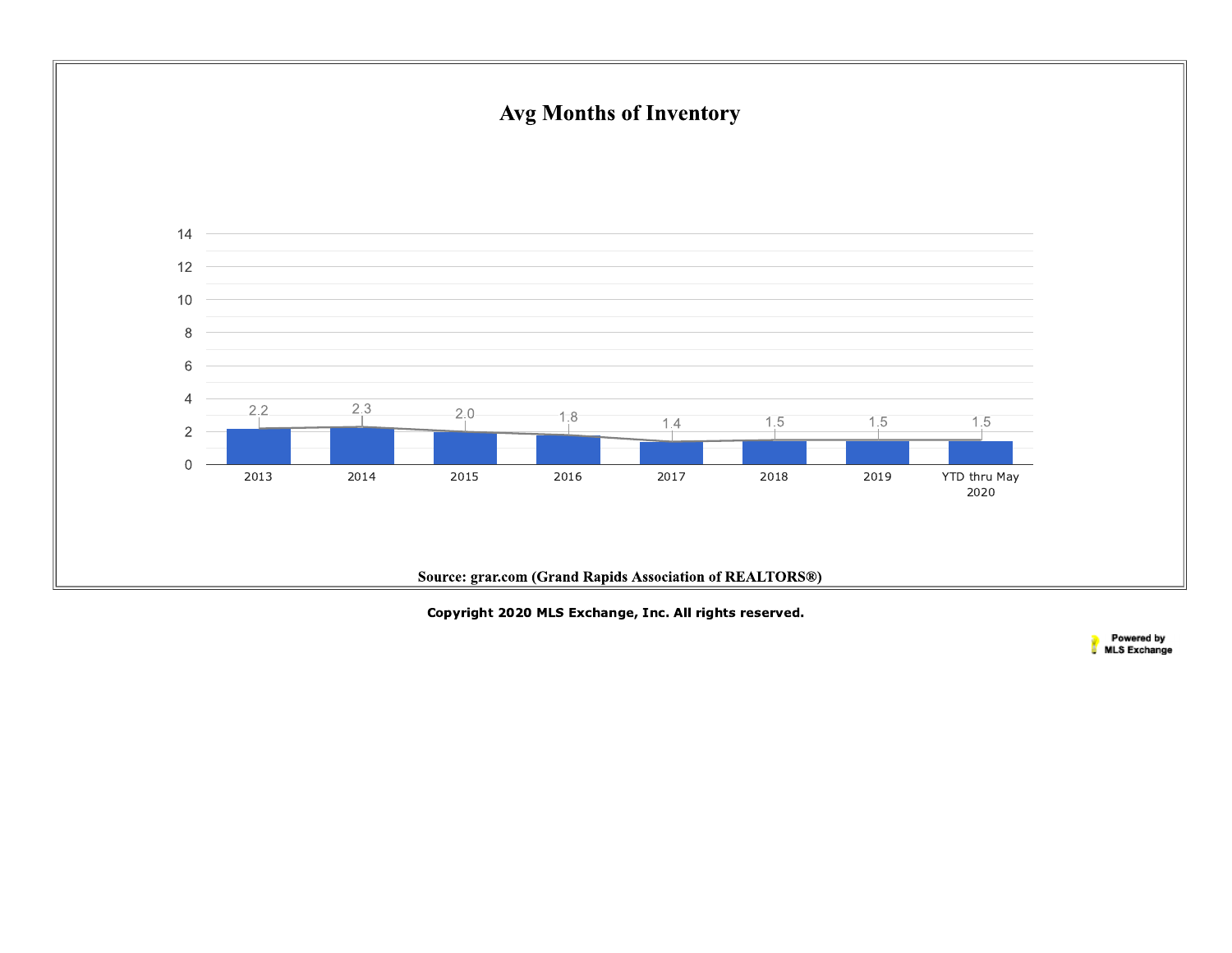# Avg Months of Inventory

14
12
10
8
6
4
2
0

2.2
2.3
2.0
1.8
1.4
1.5
1.5
1.5

2013
2014
2015
2016
2017
2018
2019
YTD thru May 2020

**Source: grar.com (Grand Rapids Association of REALTORS®)**

**Copyright 2020 MLS Exchange, Inc. All rights reserved.**

Powered by MLS Exchange